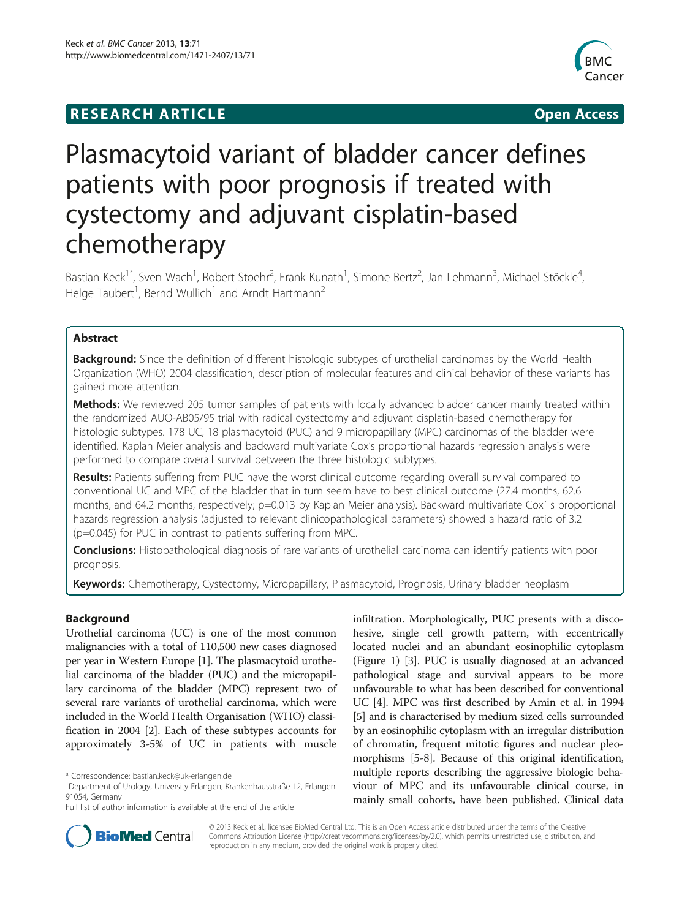**RESEARCH ARTICLE** **Open Access**

# Plasmacytoid variant of bladder cancer defines patients with poor prognosis if treated with cystectomy and adjuvant cisplatin-based chemotherapy

Bastian Keck[1*], Sven Wach[1], Robert Stoehr[2], Frank Kunath[1], Simone Bertz[2], Jan Lehmann[3], Michael Stöckle[4], Helge Taubert[1], Bernd Wullich[1] and Arndt Hartmann[2]

## Abstract

**Background:** Since the definition of different histologic subtypes of urothelial carcinomas by the World Health Organization (WHO) 2004 classification, description of molecular features and clinical behavior of these variants has gained more attention.

**Methods:** We reviewed 205 tumor samples of patients with locally advanced bladder cancer mainly treated within the randomized AUO-AB05/95 trial with radical cystectomy and adjuvant cisplatin-based chemotherapy for histologic subtypes. 178 UC, 18 plasmacytoid (PUC) and 9 micropapillary (MPC) carcinomas of the bladder were identified. Kaplan Meier analysis and backward multivariate Cox's proportional hazards regression analysis were performed to compare overall survival between the three histologic subtypes.

**Results:** Patients suffering from PUC have the worst clinical outcome regarding overall survival compared to conventional UC and MPC of the bladder that in turn seem have to best clinical outcome (27.4 months, 62.6 months, and 64.2 months, respectively; p=0.013 by Kaplan Meier analysis). Backward multivariate Cox´ s proportional hazards regression analysis (adjusted to relevant clinicopathological parameters) showed a hazard ratio of 3.2 (p=0.045) for PUC in contrast to patients suffering from MPC.

**Conclusions:** Histopathological diagnosis of rare variants of urothelial carcinoma can identify patients with poor prognosis.

**Keywords:** Chemotherapy, Cystectomy, Micropapillary, Plasmacytoid, Prognosis, Urinary bladder neoplasm

## Background

Urothelial carcinoma (UC) is one of the most common malignancies with a total of 110,500 new cases diagnosed per year in Western Europe [1]. The plasmacytoid urothelial carcinoma of the bladder (PUC) and the micropapillary carcinoma of the bladder (MPC) represent two of several rare variants of urothelial carcinoma, which were included in the World Health Organisation (WHO) classification in 2004 [2]. Each of these subtypes accounts for approximately 3-5% of UC in patients with muscle infiltration. Morphologically, PUC presents with a discohesive, single cell growth pattern, with eccentrically located nuclei and an abundant eosinophilic cytoplasm (Figure 1) [3]. PUC is usually diagnosed at an advanced pathological stage and survival appears to be more unfavourable to what has been described for conventional UC [4]. MPC was first described by Amin et al. in 1994 [5] and is characterised by medium sized cells surrounded by an eosinophilic cytoplasm with an irregular distribution of chromatin, frequent mitotic figures and nuclear pleomorphisms [5-8]. Because of this original identification, multiple reports describing the aggressive biologic behaviour of MPC and its unfavourable clinical course, in mainly small cohorts, have been published. Clinical data

\* Correspondence: bastian.keck@uk-erlangen.de
[1]Department of Urology, University Erlangen, Krankenhausstraße 12, Erlangen 91054, Germany
Full list of author information is available at the end of the article

© 2013 Keck et al.; licensee BioMed Central Ltd. This is an Open Access article distributed under the terms of the Creative Commons Attribution License (http://creativecommons.org/licenses/by/2.0), which permits unrestricted use, distribution, and reproduction in any medium, provided the original work is properly cited.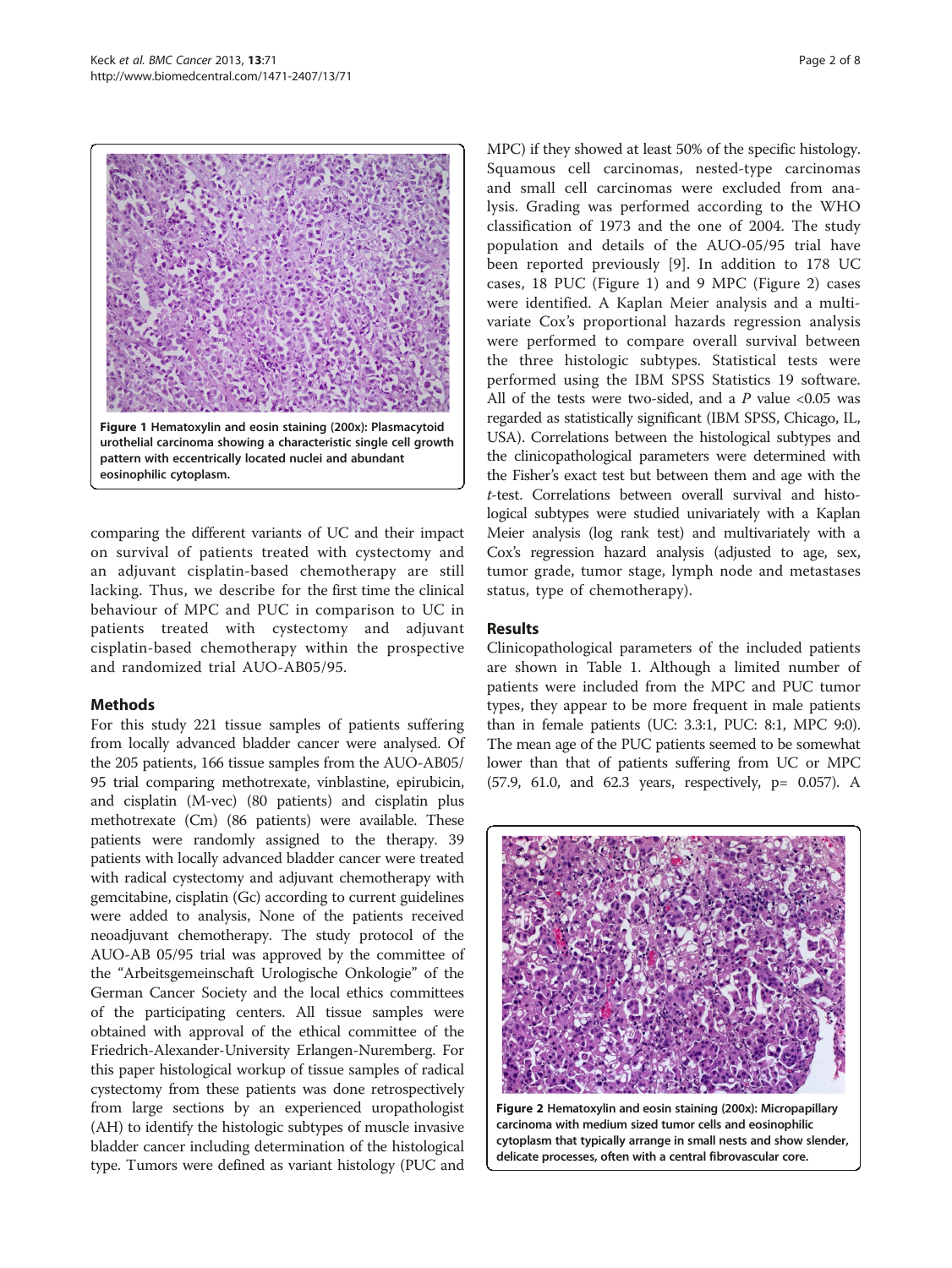Figure 1 Hematoxylin and eosin staining (200x): Plasmacytoid urothelial carcinoma showing a characteristic single cell growth pattern with eccentrically located nuclei and abundant eosinophilic cytoplasm.

comparing the different variants of UC and their impact on survival of patients treated with cystectomy and an adjuvant cisplatin-based chemotherapy are still lacking. Thus, we describe for the first time the clinical behaviour of MPC and PUC in comparison to UC in patients treated with cystectomy and adjuvant cisplatin-based chemotherapy within the prospective and randomized trial AUO-AB05/95.

## Methods

For this study 221 tissue samples of patients suffering from locally advanced bladder cancer were analysed. Of the 205 patients, 166 tissue samples from the AUO-AB05/95 trial comparing methotrexate, vinblastine, epirubicin, and cisplatin (M-vec) (80 patients) and cisplatin plus methotrexate (Cm) (86 patients) were available. These patients were randomly assigned to the therapy. 39 patients with locally advanced bladder cancer were treated with radical cystectomy and adjuvant chemotherapy with gemcitabine, cisplatin (Gc) according to current guidelines were added to analysis, None of the patients received neoadjuvant chemotherapy. The study protocol of the AUO-AB 05/95 trial was approved by the committee of the "Arbeitsgemeinschaft Urologische Onkologie" of the German Cancer Society and the local ethics committees of the participating centers. All tissue samples were obtained with approval of the ethical committee of the Friedrich-Alexander-University Erlangen-Nuremberg. For this paper histological workup of tissue samples of radical cystectomy from these patients was done retrospectively from large sections by an experienced uropathologist (AH) to identify the histologic subtypes of muscle invasive bladder cancer including determination of the histological type. Tumors were defined as variant histology (PUC and MPC) if they showed at least 50% of the specific histology. Squamous cell carcinomas, nested-type carcinomas and small cell carcinomas were excluded from analysis. Grading was performed according to the WHO classification of 1973 and the one of 2004. The study population and details of the AUO-05/95 trial have been reported previously [9]. In addition to 178 UC cases, 18 PUC (Figure 1) and 9 MPC (Figure 2) cases were identified. A Kaplan Meier analysis and a multivariate Cox's proportional hazards regression analysis were performed to compare overall survival between the three histologic subtypes. Statistical tests were performed using the IBM SPSS Statistics 19 software. All of the tests were two-sided, and a $P$ value <0.05 was regarded as statistically significant (IBM SPSS, Chicago, IL, USA). Correlations between the histological subtypes and the clinicopathological parameters were determined with the Fisher's exact test but between them and age with the *t*-test. Correlations between overall survival and histological subtypes were studied univariately with a Kaplan Meier analysis (log rank test) and multivariately with a Cox's regression hazard analysis (adjusted to age, sex, tumor grade, tumor stage, lymph node and metastases status, type of chemotherapy).

## Results

Clinicopathological parameters of the included patients are shown in Table 1. Although a limited number of patients were included from the MPC and PUC tumor types, they appear to be more frequent in male patients than in female patients (UC: 3.3:1, PUC: 8:1, MPC 9:0). The mean age of the PUC patients seemed to be somewhat lower than that of patients suffering from UC or MPC (57.9, 61.0, and 62.3 years, respectively, p= 0.057). A

Figure 2 Hematoxylin and eosin staining (200x): Micropapillary carcinoma with medium sized tumor cells and eosinophilic cytoplasm that typically arrange in small nests and show slender, delicate processes, often with a central fibrovascular core.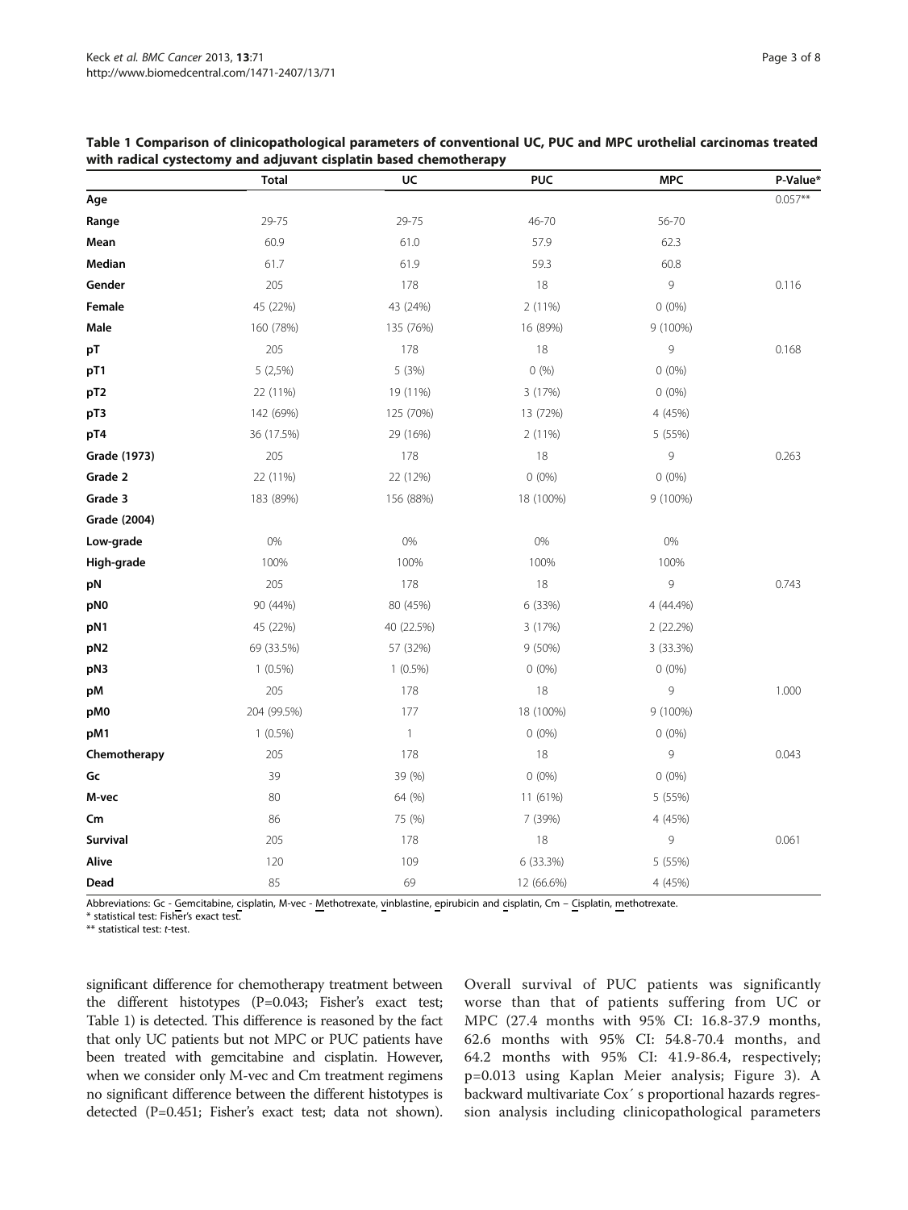**Table 1 Comparison of clinicopathological parameters of conventional UC, PUC and MPC urothelial carcinomas treated with radical cystectomy and adjuvant cisplatin based chemotherapy**

| | Total | UC | PUC | MPC | P-Value* |
|---|---|---|---|---|---|
| **Age** | | | | | 0.057** |
| **Range** | 29-75 | 29-75 | 46-70 | 56-70 | |
| **Mean** | 60.9 | 61.0 | 57.9 | 62.3 | |
| **Median** | 61.7 | 61.9 | 59.3 | 60.8 | |
| **Gender** | 205 | 178 | 18 | 9 | 0.116 |
| **Female** | 45 (22%) | 43 (24%) | 2 (11%) | 0 (0%) | |
| **Male** | 160 (78%) | 135 (76%) | 16 (89%) | 9 (100%) | |
| **pT** | 205 | 178 | 18 | 9 | 0.168 |
| **pT1** | 5 (2,5%) | 5 (3%) | 0 (%) | 0 (0%) | |
| **pT2** | 22 (11%) | 19 (11%) | 3 (17%) | 0 (0%) | |
| **pT3** | 142 (69%) | 125 (70%) | 13 (72%) | 4 (45%) | |
| **pT4** | 36 (17.5%) | 29 (16%) | 2 (11%) | 5 (55%) | |
| **Grade (1973)** | 205 | 178 | 18 | 9 | 0.263 |
| **Grade 2** | 22 (11%) | 22 (12%) | 0 (0%) | 0 (0%) | |
| **Grade 3** | 183 (89%) | 156 (88%) | 18 (100%) | 9 (100%) | |
| **Grade (2004)** | | | | | |
| **Low-grade** | 0% | 0% | 0% | 0% | |
| **High-grade** | 100% | 100% | 100% | 100% | |
| **pN** | 205 | 178 | 18 | 9 | 0.743 |
| **pN0** | 90 (44%) | 80 (45%) | 6 (33%) | 4 (44.4%) | |
| **pN1** | 45 (22%) | 40 (22.5%) | 3 (17%) | 2 (22.2%) | |
| **pN2** | 69 (33.5%) | 57 (32%) | 9 (50%) | 3 (33.3%) | |
| **pN3** | 1 (0.5%) | 1 (0.5%) | 0 (0%) | 0 (0%) | |
| **pM** | 205 | 178 | 18 | 9 | 1.000 |
| **pM0** | 204 (99.5%) | 177 | 18 (100%) | 9 (100%) | |
| **pM1** | 1 (0.5%) | 1 | 0 (0%) | 0 (0%) | |
| **Chemotherapy** | 205 | 178 | 18 | 9 | 0.043 |
| **Gc** | 39 | 39 (%) | 0 (0%) | 0 (0%) | |
| **M-vec** | 80 | 64 (%) | 11 (61%) | 5 (55%) | |
| **Cm** | 86 | 75 (%) | 7 (39%) | 4 (45%) | |
| **Survival** | 205 | 178 | 18 | 9 | 0.061 |
| **Alive** | 120 | 109 | 6 (33.3%) | 5 (55%) | |
| **Dead** | 85 | 69 | 12 (66.6%) | 4 (45%) | |

Abbreviations: Gc - Gemcitabine, cisplatin, M-vec - Methotrexate, vinblastine, epirubicin and cisplatin, Cm – Cisplatin, methotrexate.
* statistical test: Fisher's exact test.
** statistical test: *t*-test.

significant difference for chemotherapy treatment between the different histotypes (P=0.043; Fisher's exact test; Table 1) is detected. This difference is reasoned by the fact that only UC patients but not MPC or PUC patients have been treated with gemcitabine and cisplatin. However, when we consider only M-vec and Cm treatment regimens no significant difference between the different histotypes is detected (P=0.451; Fisher's exact test; data not shown). Overall survival of PUC patients was significantly worse than that of patients suffering from UC or MPC (27.4 months with 95% CI: 16.8-37.9 months, 62.6 months with 95% CI: 54.8-70.4 months, and 64.2 months with 95% CI: 41.9-86.4, respectively; p=0.013 using Kaplan Meier analysis; Figure 3). A backward multivariate Cox´ s proportional hazards regression analysis including clinicopathological parameters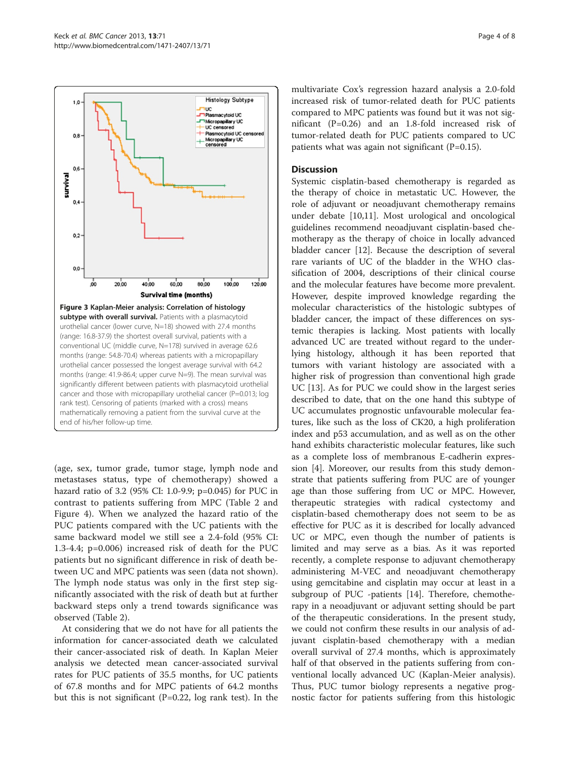**Figure 3 Kaplan-Meier analysis: Correlation of histology subtype with overall survival.** Patients with a plasmacytoid urothelial cancer (lower curve, N=18) showed with 27.4 months (range: 16.8-37.9) the shortest overall survival, patients with a conventional UC (middle curve, N=178) survived in average 62.6 months (range: 54.8-70.4) whereas patients with a micropapillary urothelial cancer possessed the longest average survival with 64.2 months (range: 41.9-86.4; upper curve N=9). The mean survival was significantly different between patients with plasmacytoid urothelial cancer and those with micropapillary urothelial cancer (P=0.013; log rank test). Censoring of patients (marked with a cross) means mathematically removing a patient from the survival curve at the end of his/her follow-up time.

(age, sex, tumor grade, tumor stage, lymph node and metastases status, type of chemotherapy) showed a hazard ratio of 3.2 (95% CI: 1.0-9.9; p=0.045) for PUC in contrast to patients suffering from MPC (Table 2 and Figure 4). When we analyzed the hazard ratio of the PUC patients compared with the UC patients with the same backward model we still see a 2.4-fold (95% CI: 1.3-4.4; p=0.006) increased risk of death for the PUC patients but no significant difference in risk of death between UC and MPC patients was seen (data not shown). The lymph node status was only in the first step significantly associated with the risk of death but at further backward steps only a trend towards significance was observed (Table 2).

At considering that we do not have for all patients the information for cancer-associated death we calculated their cancer-associated risk of death. In Kaplan Meier analysis we detected mean cancer-associated survival rates for PUC patients of 35.5 months, for UC patients of 67.8 months and for MPC patients of 64.2 months but this is not significant (P=0.22, log rank test). In the multivariate Cox's regression hazard analysis a 2.0-fold increased risk of tumor-related death for PUC patients compared to MPC patients was found but it was not significant (P=0.26) and an 1.8-fold increased risk of tumor-related death for PUC patients compared to UC patients what was again not significant (P=0.15).

## Discussion

Systemic cisplatin-based chemotherapy is regarded as the therapy of choice in metastatic UC. However, the role of adjuvant or neoadjuvant chemotherapy remains under debate [10,11]. Most urological and oncological guidelines recommend neoadjuvant cisplatin-based chemotherapy as the therapy of choice in locally advanced bladder cancer [12]. Because the description of several rare variants of UC of the bladder in the WHO classification of 2004, descriptions of their clinical course and the molecular features have become more prevalent. However, despite improved knowledge regarding the molecular characteristics of the histologic subtypes of bladder cancer, the impact of these differences on systemic therapies is lacking. Most patients with locally advanced UC are treated without regard to the underlying histology, although it has been reported that tumors with variant histology are associated with a higher risk of progression than conventional high grade UC [13]. As for PUC we could show in the largest series described to date, that on the one hand this subtype of UC accumulates prognostic unfavourable molecular features, like such as the loss of CK20, a high proliferation index and p53 accumulation, and as well as on the other hand exhibits characteristic molecular features, like such as a complete loss of membranous E-cadherin expression [4]. Moreover, our results from this study demonstrate that patients suffering from PUC are of younger age than those suffering from UC or MPC. However, therapeutic strategies with radical cystectomy and cisplatin-based chemotherapy does not seem to be as effective for PUC as it is described for locally advanced UC or MPC, even though the number of patients is limited and may serve as a bias. As it was reported recently, a complete response to adjuvant chemotherapy administering M-VEC and neoadjuvant chemotherapy using gemcitabine and cisplatin may occur at least in a subgroup of PUC -patients [14]. Therefore, chemotherapy in a neoadjuvant or adjuvant setting should be part of the therapeutic considerations. In the present study, we could not confirm these results in our analysis of adjuvant cisplatin-based chemotherapy with a median overall survival of 27.4 months, which is approximately half of that observed in the patients suffering from conventional locally advanced UC (Kaplan-Meier analysis). Thus, PUC tumor biology represents a negative prognostic factor for patients suffering from this histologic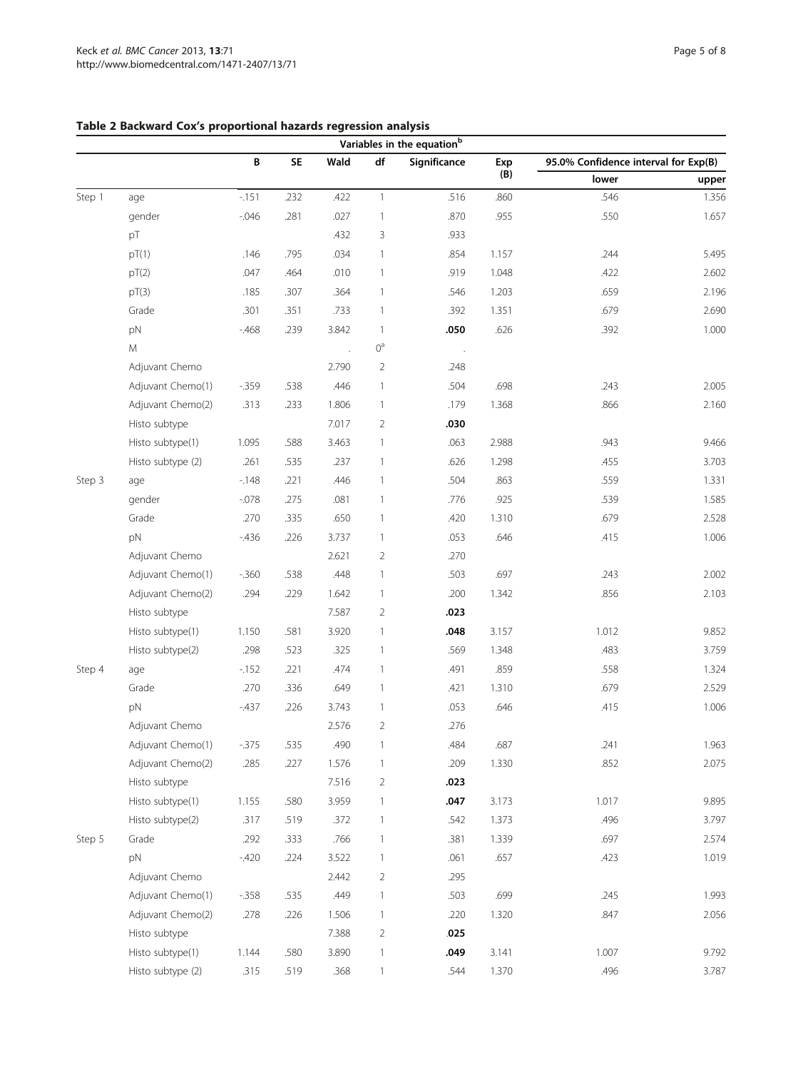**Table 2 Backward Cox's proportional hazards regression analysis**

| | | Variables in the equation[b] | | | | | | | |
|---|---|---|---|---|---|---|---|---|---|
| | | B | SE | Wald | df | Significance | Exp (B) | 95.0% Confidence interval for Exp(B) | |
| | | | | | | | | lower | upper |
| Step 1 | age | -.151 | .232 | .422 | 1 | .516 | .860 | .546 | 1.356 |
| | gender | -.046 | .281 | .027 | 1 | .870 | .955 | .550 | 1.657 |
| | pT | | | .432 | 3 | .933 | | | |
| | pT(1) | .146 | .795 | .034 | 1 | .854 | 1.157 | .244 | 5.495 |
| | pT(2) | .047 | .464 | .010 | 1 | .919 | 1.048 | .422 | 2.602 |
| | pT(3) | .185 | .307 | .364 | 1 | .546 | 1.203 | .659 | 2.196 |
| | Grade | .301 | .351 | .733 | 1 | .392 | 1.351 | .679 | 2.690 |
| | pN | -.468 | .239 | 3.842 | 1 | **.050** | .626 | .392 | 1.000 |
| | M | | | . | 0[a] | . | | | |
| | Adjuvant Chemo | | | 2.790 | 2 | .248 | | | |
| | Adjuvant Chemo(1) | -.359 | .538 | .446 | 1 | .504 | .698 | .243 | 2.005 |
| | Adjuvant Chemo(2) | .313 | .233 | 1.806 | 1 | .179 | 1.368 | .866 | 2.160 |
| | Histo subtype | | | 7.017 | 2 | **.030** | | | |
| | Histo subtype(1) | 1.095 | .588 | 3.463 | 1 | .063 | 2.988 | .943 | 9.466 |
| | Histo subtype (2) | .261 | .535 | .237 | 1 | .626 | 1.298 | .455 | 3.703 |
| Step 3 | age | -.148 | .221 | .446 | 1 | .504 | .863 | .559 | 1.331 |
| | gender | -.078 | .275 | .081 | 1 | .776 | .925 | .539 | 1.585 |
| | Grade | .270 | .335 | .650 | 1 | .420 | 1.310 | .679 | 2.528 |
| | pN | -.436 | .226 | 3.737 | 1 | .053 | .646 | .415 | 1.006 |
| | Adjuvant Chemo | | | 2.621 | 2 | .270 | | | |
| | Adjuvant Chemo(1) | -.360 | .538 | .448 | 1 | .503 | .697 | .243 | 2.002 |
| | Adjuvant Chemo(2) | .294 | .229 | 1.642 | 1 | .200 | 1.342 | .856 | 2.103 |
| | Histo subtype | | | 7.587 | 2 | **.023** | | | |
| | Histo subtype(1) | 1.150 | .581 | 3.920 | 1 | **.048** | 3.157 | 1.012 | 9.852 |
| | Histo subtype(2) | .298 | .523 | .325 | 1 | .569 | 1.348 | .483 | 3.759 |
| Step 4 | age | -.152 | .221 | .474 | 1 | .491 | .859 | .558 | 1.324 |
| | Grade | .270 | .336 | .649 | 1 | .421 | 1.310 | .679 | 2.529 |
| | pN | -.437 | .226 | 3.743 | 1 | .053 | .646 | .415 | 1.006 |
| | Adjuvant Chemo | | | 2.576 | 2 | .276 | | | |
| | Adjuvant Chemo(1) | -.375 | .535 | .490 | 1 | .484 | .687 | .241 | 1.963 |
| | Adjuvant Chemo(2) | .285 | .227 | 1.576 | 1 | .209 | 1.330 | .852 | 2.075 |
| | Histo subtype | | | 7.516 | 2 | **.023** | | | |
| | Histo subtype(1) | 1.155 | .580 | 3.959 | 1 | **.047** | 3.173 | 1.017 | 9.895 |
| | Histo subtype(2) | .317 | .519 | .372 | 1 | .542 | 1.373 | .496 | 3.797 |
| Step 5 | Grade | .292 | .333 | .766 | 1 | .381 | 1.339 | .697 | 2.574 |
| | pN | -.420 | .224 | 3.522 | 1 | .061 | .657 | .423 | 1.019 |
| | Adjuvant Chemo | | | 2.442 | 2 | .295 | | | |
| | Adjuvant Chemo(1) | -.358 | .535 | .449 | 1 | .503 | .699 | .245 | 1.993 |
| | Adjuvant Chemo(2) | .278 | .226 | 1.506 | 1 | .220 | 1.320 | .847 | 2.056 |
| | Histo subtype | | | 7.388 | 2 | **.025** | | | |
| | Histo subtype(1) | 1.144 | .580 | 3.890 | 1 | **.049** | 3.141 | 1.007 | 9.792 |
| | Histo subtype (2) | .315 | .519 | .368 | 1 | .544 | 1.370 | .496 | 3.787 |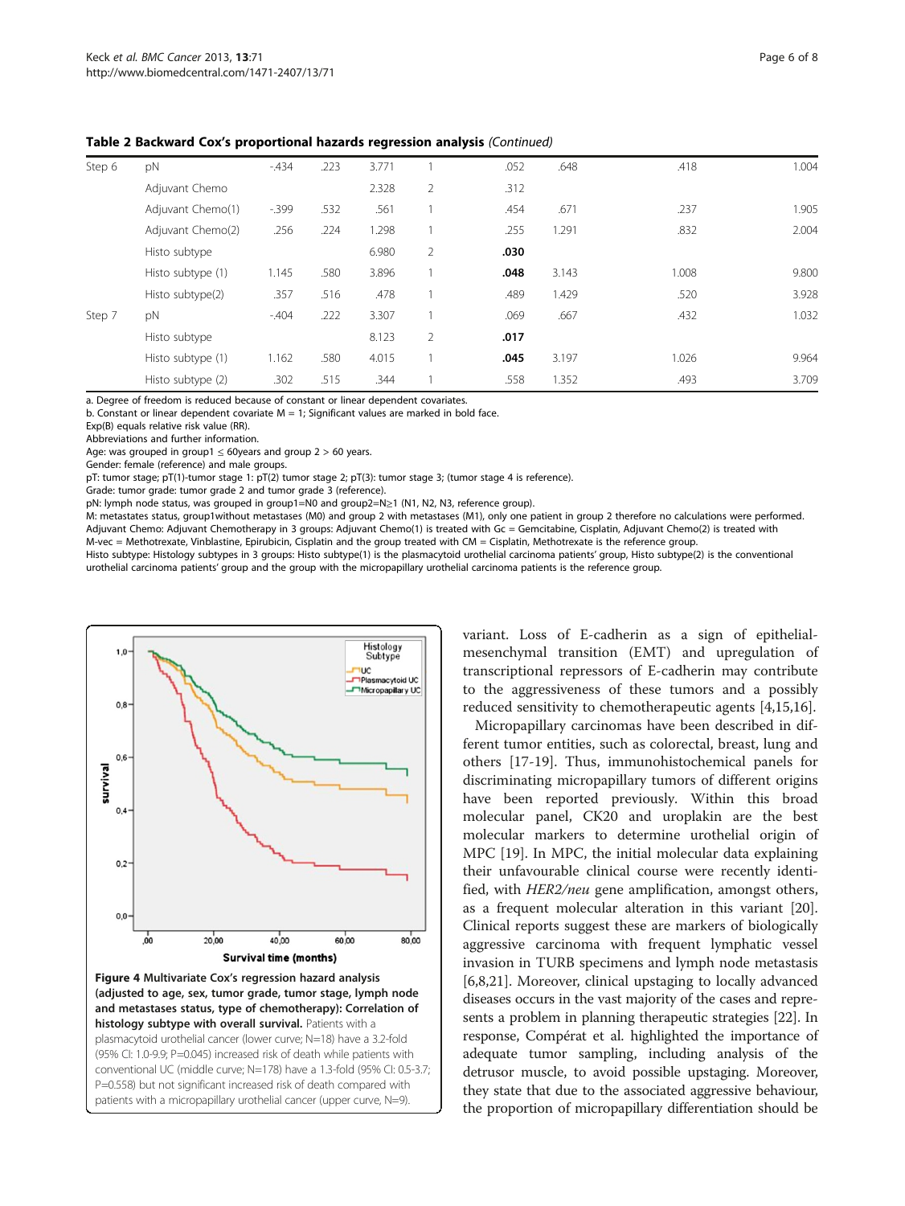**Table 2 Backward Cox's proportional hazards regression analysis** *(Continued)*

| | | | | | | | | | |
|---|---|---|---|---|---|---|---|---|---|
| Step 6 | pN | -.434 | .223 | 3.771 | 1 | .052 | .648 | .418 | 1.004 |
| | Adjuvant Chemo | | | 2.328 | 2 | .312 | | | |
| | Adjuvant Chemo(1) | -.399 | .532 | .561 | 1 | .454 | .671 | .237 | 1.905 |
| | Adjuvant Chemo(2) | .256 | .224 | 1.298 | 1 | .255 | 1.291 | .832 | 2.004 |
| | Histo subtype | | | 6.980 | 2 | **.030** | | | |
| | Histo subtype (1) | 1.145 | .580 | 3.896 | 1 | **.048** | 3.143 | 1.008 | 9.800 |
| | Histo subtype(2) | .357 | .516 | .478 | 1 | .489 | 1.429 | .520 | 3.928 |
| Step 7 | pN | -.404 | .222 | 3.307 | 1 | .069 | .667 | .432 | 1.032 |
| | Histo subtype | | | 8.123 | 2 | **.017** | | | |
| | Histo subtype (1) | 1.162 | .580 | 4.015 | 1 | **.045** | 3.197 | 1.026 | 9.964 |
| | Histo subtype (2) | .302 | .515 | .344 | 1 | .558 | 1.352 | .493 | 3.709 |

a. Degree of freedom is reduced because of constant or linear dependent covariates.
b. Constant or linear dependent covariate M = 1; Significant values are marked in bold face.
Exp(B) equals relative risk value (RR).
Abbreviations and further information.
Age: was grouped in group1 ≤ 60years and group 2 > 60 years.
Gender: female (reference) and male groups.
pT: tumor stage; pT(1)-tumor stage 1: pT(2) tumor stage 2; pT(3): tumor stage 3; (tumor stage 4 is reference).
Grade: tumor grade: tumor grade 2 and tumor grade 3 (reference).
pN: lymph node status, was grouped in group1=N0 and group2=N≥1 (N1, N2, N3, reference group).
M: metastates status, group1without metastases (M0) and group 2 with metastases (M1), only one patient in group 2 therefore no calculations were performed.
Adjuvant Chemo: Adjuvant Chemotherapy in 3 groups: Adjuvant Chemo(1) is treated with Gc = Gemcitabine, Cisplatin, Adjuvant Chemo(2) is treated with M-vec = Methotrexate, Vinblastine, Epirubicin, Cisplatin and the group treated with CM = Cisplatin, Methotrexate is the reference group.
Histo subtype: Histology subtypes in 3 groups: Histo subtype(1) is the plasmacytoid urothelial carcinoma patients' group, Histo subtype(2) is the conventional urothelial carcinoma patients' group and the group with the micropapillary urothelial carcinoma patients is the reference group.

**Figure 4 Multivariate Cox's regression hazard analysis (adjusted to age, sex, tumor grade, tumor stage, lymph node and metastases status, type of chemotherapy): Correlation of histology subtype with overall survival.** Patients with a plasmacytoid urothelial cancer (lower curve; N=18) have a 3.2-fold (95% CI: 1.0-9.9; P=0.045) increased risk of death while patients with conventional UC (middle curve; N=178) have a 1.3-fold (95% CI: 0.5-3.7; P=0.558) but not significant increased risk of death compared with patients with a micropapillary urothelial cancer (upper curve, N=9).

variant. Loss of E-cadherin as a sign of epithelial-mesenchymal transition (EMT) and upregulation of transcriptional repressors of E-cadherin may contribute to the aggressiveness of these tumors and a possibly reduced sensitivity to chemotherapeutic agents [4,15,16].

Micropapillary carcinomas have been described in different tumor entities, such as colorectal, breast, lung and others [17-19]. Thus, immunohistochemical panels for discriminating micropapillary tumors of different origins have been reported previously. Within this broad molecular panel, CK20 and uroplakin are the best molecular markers to determine urothelial origin of MPC [19]. In MPC, the initial molecular data explaining their unfavourable clinical course were recently identified, with *HER2/neu* gene amplification, amongst others, as a frequent molecular alteration in this variant [20]. Clinical reports suggest these are markers of biologically aggressive carcinoma with frequent lymphatic vessel invasion in TURB specimens and lymph node metastasis [6,8,21]. Moreover, clinical upstaging to locally advanced diseases occurs in the vast majority of the cases and represents a problem in planning therapeutic strategies [22]. In response, Compérat et al. highlighted the importance of adequate tumor sampling, including analysis of the detrusor muscle, to avoid possible upstaging. Moreover, they state that due to the associated aggressive behaviour, the proportion of micropapillary differentiation should be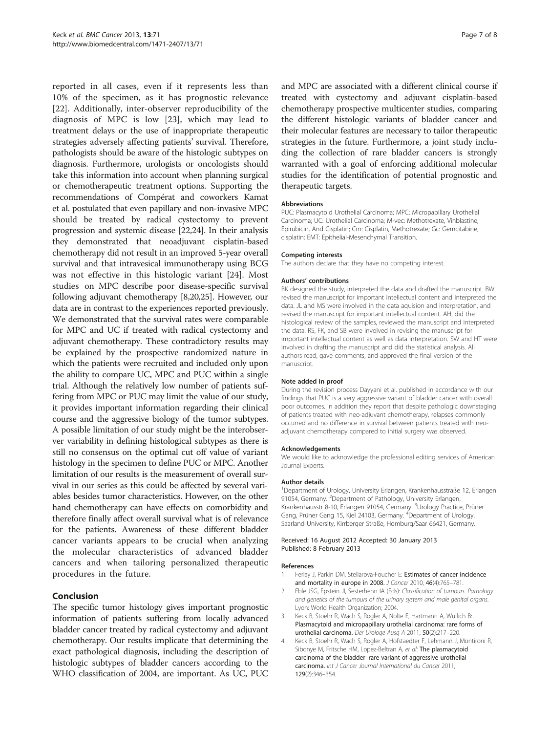reported in all cases, even if it represents less than 10% of the specimen, as it has prognostic relevance [22]. Additionally, inter-observer reproducibility of the diagnosis of MPC is low [23], which may lead to treatment delays or the use of inappropriate therapeutic strategies adversely affecting patients' survival. Therefore, pathologists should be aware of the histologic subtypes on diagnosis. Furthermore, urologists or oncologists should take this information into account when planning surgical or chemotherapeutic treatment options. Supporting the recommendations of Compérat and coworkers Kamat et al. postulated that even papillary and non-invasive MPC should be treated by radical cystectomy to prevent progression and systemic disease [22,24]. In their analysis they demonstrated that neoadjuvant cisplatin-based chemotherapy did not result in an improved 5-year overall survival and that intravesical immunotherapy using BCG was not effective in this histologic variant [24]. Most studies on MPC describe poor disease-specific survival following adjuvant chemotherapy [8,20,25]. However, our data are in contrast to the experiences reported previously. We demonstrated that the survival rates were comparable for MPC and UC if treated with radical cystectomy and adjuvant chemotherapy. These contradictory results may be explained by the prospective randomized nature in which the patients were recruited and included only upon the ability to compare UC, MPC and PUC within a single trial. Although the relatively low number of patients suffering from MPC or PUC may limit the value of our study, it provides important information regarding their clinical course and the aggressive biology of the tumor subtypes. A possible limitation of our study might be the interobserver variability in defining histological subtypes as there is still no consensus on the optimal cut off value of variant histology in the specimen to define PUC or MPC. Another limitation of our results is the measurement of overall survival in our series as this could be affected by several variables besides tumor characteristics. However, on the other hand chemotherapy can have effects on comorbidity and therefore finally affect overall survival what is of relevance for the patients. Awareness of these different bladder cancer variants appears to be crucial when analyzing the molecular characteristics of advanced bladder cancers and when tailoring personalized therapeutic procedures in the future.

## Conclusion

The specific tumor histology gives important prognostic information of patients suffering from locally advanced bladder cancer treated by radical cystectomy and adjuvant chemotherapy. Our results implicate that determining the exact pathological diagnosis, including the description of histologic subtypes of bladder cancers according to the WHO classification of 2004, are important. As UC, PUC and MPC are associated with a different clinical course if treated with cystectomy and adjuvant cisplatin-based chemotherapy prospective multicenter studies, comparing the different histologic variants of bladder cancer and their molecular features are necessary to tailor therapeutic strategies in the future. Furthermore, a joint study including the collection of rare bladder cancers is strongly warranted with a goal of enforcing additional molecular studies for the identification of potential prognostic and therapeutic targets.

#### Abbreviations

PUC: Plasmacytoid Urothelial Carcinoma; MPC: Micropapillary Urothelial Carcinoma; UC: Urothelial Carcinoma; M-vec: Methotrexate, Vinblastine, Epirubicin, And Cisplatin; Cm: Cisplatin, Methotrexate; Gc: Gemcitabine, cisplatin; EMT: Epithelial-Mesenchymal Transition.

#### Competing interests

The authors declare that they have no competing interest.

#### Authors' contributions

BK designed the study, interpreted the data and drafted the manuscript. BW revised the manuscript for important intellectual content and interpreted the data. JL and MS were involved in the data aquision and interpretation, and revised the manuscript for important intellectual content. AH, did the histological review of the samples, reviewed the manuscript and interpreted the data. RS, FK, and SB were involved in revising the manuscript for important intellectual content as well as data interpretation. SW and HT were involved in drafting the manuscript and did the statistical analysis. All authors read, gave comments, and approved the final version of the manuscript.

#### Note added in proof

During the revision process Dayyani et al. published in accordance with our findings that PUC is a very aggressive variant of bladder cancer with overall poor outcomes. In addition they report that despite pathologic downstaging of patients treated with neo-adjuvant chemotherapy, relapses commonly occurred and no difference in survival between patients treated with neo-adjuvant chemotherapy compared to initial surgery was observed.

#### Acknowledgements

We would like to acknowledge the professional editing services of American Journal Experts.

#### Author details

[1]Department of Urology, University Erlangen, Krankenhausstraße 12, Erlangen 91054, Germany. [2]Department of Pathology, University Erlangen, Krankenhausstr 8-10, Erlangen 91054, Germany. [3]Urology Practice, Prüner Gang, Prüner Gang 15, Kiel 24103, Germany. [4]Department of Urology, Saarland University, Kirrberger Straße, Homburg/Saar 66421, Germany.

Received: 16 August 2012 Accepted: 30 January 2013
Published: 8 February 2013

#### References

1. Ferlay J, Parkin DM, Steliarova-Foucher E: **Estimates of cancer incidence and mortality in europe in 2008.** *J Cancer* 2010, **46**(4):765–781.
2. Eble JSG, Epstein JI, Sesterhenn IA (Eds): *Classification of tumours. Pathology and genetics of the tumours of the urinary system and male genital organs.* Lyon: World Health Organization; 2004.
3. Keck B, Stoehr R, Wach S, Rogler A, Nolte E, Hartmann A, Wullich B: **Plasmacytoid and micropapillary urothelial carcinoma: rare forms of urothelial carcinoma.** *Der Urologe Ausg A* 2011, **50**(2):217–220.
4. Keck B, Stoehr R, Wach S, Rogler A, Hofstaedter F, Lehmann J, Montironi R, Sibonye M, Fritsche HM, Lopez-Beltran A, *et al*: **The plasmacytoid carcinoma of the bladder–rare variant of aggressive urothelial carcinoma.** *Int J Cancer Journal International du Cancer* 2011, **129**(2):346–354.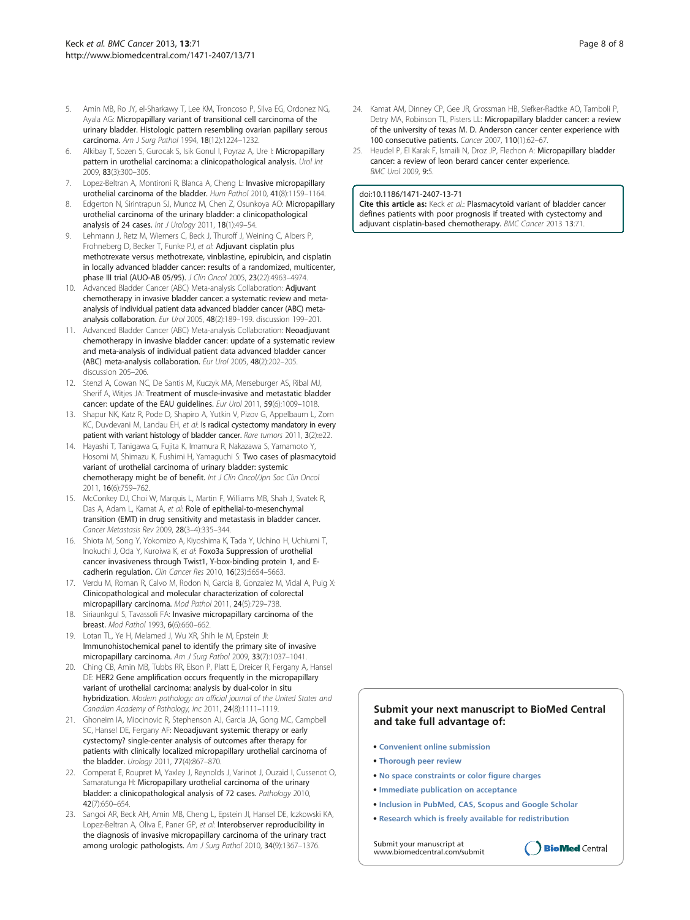5. Amin MB, Ro JY, el-Sharkawy T, Lee KM, Troncoso P, Silva EG, Ordonez NG, Ayala AG: **Micropapillary variant of transitional cell carcinoma of the urinary bladder. Histologic pattern resembling ovarian papillary serous carcinoma.** *Am J Surg Pathol* 1994, **18**(12):1224–1232.
6. Alkibay T, Sozen S, Gurocak S, Isik Gonul I, Poyraz A, Ure I: **Micropapillary pattern in urothelial carcinoma: a clinicopathological analysis.** *Urol Int* 2009, **83**(3):300–305.
7. Lopez-Beltran A, Montironi R, Blanca A, Cheng L: **Invasive micropapillary urothelial carcinoma of the bladder.** *Hum Pathol* 2010, **41**(8):1159–1164.
8. Edgerton N, Sirintrapun SJ, Munoz M, Chen Z, Osunkoya AO: **Micropapillary urothelial carcinoma of the urinary bladder: a clinicopathological analysis of 24 cases.** *Int J Urology* 2011, **18**(1):49–54.
9. Lehmann J, Retz M, Wiemers C, Beck J, Thuroff J, Weining C, Albers P, Frohneberg D, Becker T, Funke PJ, *et al*: **Adjuvant cisplatin plus methotrexate versus methotrexate, vinblastine, epirubicin, and cisplatin in locally advanced bladder cancer: results of a randomized, multicenter, phase III trial (AUO-AB 05/95).** *J Clin Oncol* 2005, **23**(22):4963–4974.
10. Advanced Bladder Cancer (ABC) Meta-analysis Collaboration: **Adjuvant chemotherapy in invasive bladder cancer: a systematic review and meta-analysis of individual patient data advanced bladder cancer (ABC) meta-analysis collaboration.** *Eur Urol* 2005, **48**(2):189–199. discussion 199–201.
11. Advanced Bladder Cancer (ABC) Meta-analysis Collaboration: **Neoadjuvant chemotherapy in invasive bladder cancer: update of a systematic review and meta-analysis of individual patient data advanced bladder cancer (ABC) meta-analysis collaboration.** *Eur Urol* 2005, **48**(2):202–205. discussion 205–206.
12. Stenzl A, Cowan NC, De Santis M, Kuczyk MA, Merseburger AS, Ribal MJ, Sherif A, Witjes JA: **Treatment of muscle-invasive and metastatic bladder cancer: update of the EAU guidelines.** *Eur Urol* 2011, **59**(6):1009–1018.
13. Shapur NK, Katz R, Pode D, Shapiro A, Yutkin V, Pizov G, Appelbaum L, Zorn KC, Duvdevani M, Landau EH, *et al*: **Is radical cystectomy mandatory in every patient with variant histology of bladder cancer.** *Rare tumors* 2011, **3**(2):e22.
14. Hayashi T, Tanigawa G, Fujita K, Imamura R, Nakazawa S, Yamamoto Y, Hosomi M, Shimazu K, Fushimi H, Yamaguchi S: **Two cases of plasmacytoid variant of urothelial carcinoma of urinary bladder: systemic chemotherapy might be of benefit.** *Int J Clin Oncol/Jpn Soc Clin Oncol* 2011, **16**(6):759–762.
15. McConkey DJ, Choi W, Marquis L, Martin F, Williams MB, Shah J, Svatek R, Das A, Adam L, Kamat A, *et al*: **Role of epithelial-to-mesenchymal transition (EMT) in drug sensitivity and metastasis in bladder cancer.** *Cancer Metastasis Rev* 2009, **28**(3–4):335–344.
16. Shiota M, Song Y, Yokomizo A, Kiyoshima K, Tada Y, Uchino H, Uchiumi T, Inokuchi J, Oda Y, Kuroiwa K, *et al*: **Foxo3a Suppression of urothelial cancer invasiveness through Twist1, Y-box-binding protein 1, and E-cadherin regulation.** *Clin Cancer Res* 2010, **16**(23):5654–5663.
17. Verdu M, Roman R, Calvo M, Rodon N, Garcia B, Gonzalez M, Vidal A, Puig X: **Clinicopathological and molecular characterization of colorectal micropapillary carcinoma.** *Mod Pathol* 2011, **24**(5):729–738.
18. Siriaunkgul S, Tavassoli FA: **Invasive micropapillary carcinoma of the breast.** *Mod Pathol* 1993, **6**(6):660–662.
19. Lotan TL, Ye H, Melamed J, Wu XR, Shih Ie M, Epstein JI: **Immunohistochemical panel to identify the primary site of invasive micropapillary carcinoma.** *Am J Surg Pathol* 2009, **33**(7):1037–1041.
20. Ching CB, Amin MB, Tubbs RR, Elson P, Platt E, Dreicer R, Fergany A, Hansel DE: **HER2 Gene amplification occurs frequently in the micropapillary variant of urothelial carcinoma: analysis by dual-color in situ hybridization.** *Modern pathology: an official journal of the United States and Canadian Academy of Pathology, Inc* 2011, **24**(8):1111–1119.
21. Ghoneim IA, Miocinovic R, Stephenson AJ, Garcia JA, Gong MC, Campbell SC, Hansel DE, Fergany AF: **Neoadjuvant systemic therapy or early cystectomy? single-center analysis of outcomes after therapy for patients with clinically localized micropapillary urothelial carcinoma of the bladder.** *Urology* 2011, **77**(4):867–870.
22. Comperat E, Roupret M, Yaxley J, Reynolds J, Varinot J, Ouzaid I, Cussenot O, Samaratunga H: **Micropapillary urothelial carcinoma of the urinary bladder: a clinicopathological analysis of 72 cases.** *Pathology* 2010, **42**(7):650–654.
23. Sangoi AR, Beck AH, Amin MB, Cheng L, Epstein JI, Hansel DE, Iczkowski KA, Lopez-Beltran A, Oliva E, Paner GP, *et al*: **Interobserver reproducibility in the diagnosis of invasive micropapillary carcinoma of the urinary tract among urologic pathologists.** *Am J Surg Pathol* 2010, **34**(9):1367–1376.
24. Kamat AM, Dinney CP, Gee JR, Grossman HB, Siefker-Radtke AO, Tamboli P, Detry MA, Robinson TL, Pisters LL: **Micropapillary bladder cancer: a review of the university of texas M. D. Anderson cancer center experience with 100 consecutive patients.** *Cancer* 2007, **110**(1):62–67.
25. Heudel P, El Karak F, Ismaili N, Droz JP, Flechon A: **Micropapillary bladder cancer: a review of leon berard cancer center experience.** *BMC Urol* 2009, **9**:5.

doi:10.1186/1471-2407-13-71

**Cite this article as:** Keck *et al.*: Plasmacytoid variant of bladder cancer defines patients with poor prognosis if treated with cystectomy and adjuvant cisplatin-based chemotherapy. *BMC Cancer* 2013 **13**:71.

**Submit your next manuscript to BioMed Central and take full advantage of:**

- **Convenient online submission**
- **Thorough peer review**
- **No space constraints or color figure charges**
- **Immediate publication on acceptance**
- **Inclusion in PubMed, CAS, Scopus and Google Scholar**
- **Research which is freely available for redistribution**

Submit your manuscript at www.biomedcentral.com/submit

BioMed Central